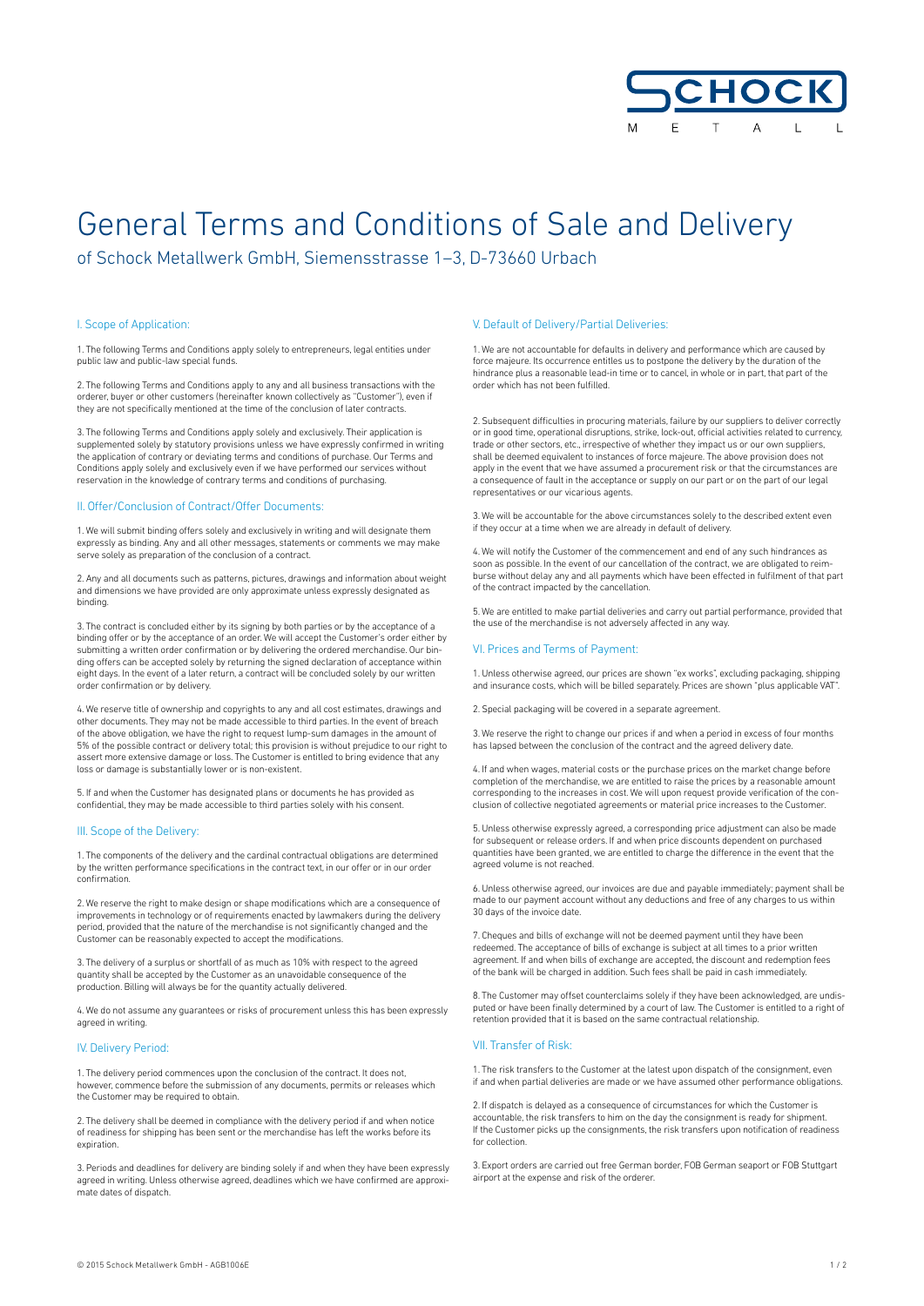# General Terms and Conditions of Sale and Delivery

of Schock Metallwerk GmbH, Siemensstrasse 1–3, D-73660 Urbach

## I. Scope of Application:

1. The following Terms and Conditions apply solely to entrepreneurs, legal entities under public law and public-law special funds.

2. The following Terms and Conditions apply to any and all business transactions with the orderer, buyer or other customers (hereinafter known collectively as "Customer"), even if they are not specifically mentioned at the time of the conclusion of later contracts.

3. The following Terms and Conditions apply solely and exclusively. Their application is supplemented solely by statutory provisions unless we have expressly confirmed in writing the application of contrary or deviating terms and conditions of purchase. Our Terms and Conditions apply solely and exclusively even if we have performed our services without reservation in the knowledge of contrary terms and conditions of purchasing.

## II. Offer/Conclusion of Contract/Offer Documents:

1. We will submit binding offers solely and exclusively in writing and will designate them expressly as binding. Any and all other messages, statements or comments we may make serve solely as preparation of the conclusion of a contract.

2. Any and all documents such as patterns, pictures, drawings and information about weight and dimensions we have provided are only approximate unless expressly designated as binding.

3. The contract is concluded either by its signing by both parties or by the acceptance of a binding offer or by the acceptance of an order. We will accept the Customer's order either by submitting a written order confirmation or by delivering the ordered merchandise. Our binding offers can be accepted solely by returning the signed declaration of acceptance within eight days. In the event of a later return, a contract will be concluded solely by our written order confirmation or by delivery.

4. We reserve title of ownership and copyrights to any and all cost estimates, drawings and other documents. They may not be made accessible to third parties. In the event of breach of the above obligation, we have the right to request lump-sum damages in the amount of 5% of the possible contract or delivery total; this provision is without prejudice to our right to assert more extensive damage or loss. The Customer is entitled to bring evidence that any loss or damage is substantially lower or is non-existent.

5. If and when the Customer has designated plans or documents he has provided as confidential, they may be made accessible to third parties solely with his consent.

## III. Scope of the Delivery:

1. The components of the delivery and the cardinal contractual obligations are determined by the written performance specifications in the contract text, in our offer or in our order confirmation.

2. We reserve the right to make design or shape modifications which are a consequence of improvements in technology or of requirements enacted by lawmakers during the delivery period, provided that the nature of the merchandise is not significantly changed and the Customer can be reasonably expected to accept the modifications.

3. The delivery of a surplus or shortfall of as much as 10% with respect to the agreed quantity shall be accepted by the Customer as an unavoidable consequence of the production. Billing will always be for the quantity actually delivered.

4. We do not assume any guarantees or risks of procurement unless this has been expressly agreed in writing.

## IV. Delivery Period:

1. The delivery period commences upon the conclusion of the contract. It does not, however, commence before the submission of any documents, permits or releases which the Customer may be required to obtain.

2. The delivery shall be deemed in compliance with the delivery period if and when notice of readiness for shipping has been sent or the merchandise has left the works before its expiration.

3. Periods and deadlines for delivery are binding solely if and when they have been expressly agreed in writing. Unless otherwise agreed, deadlines which we have confirmed are approximate dates of dispatch.

## V. Default of Delivery/Partial Deliveries:

1. We are not accountable for defaults in delivery and performance which are caused by force majeure. Its occurrence entitles us to postpone the delivery by the duration of the hindrance plus a reasonable lead-in time or to cancel, in whole or in part, that part of the order which has not been fulfilled.

2. Subsequent difficulties in procuring materials, failure by our suppliers to deliver correctly or in good time, operational disruptions, strike, lock-out, official activities related to currency, trade or other sectors, etc., irrespective of whether they impact us or our own suppliers, shall be deemed equivalent to instances of force majeure. The above provision does not apply in the event that we have assumed a procurement risk or that the circumstances are a consequence of fault in the acceptance or supply on our part or on the part of our legal representatives or our vicarious agents.

3. We will be accountable for the above circumstances solely to the described extent even if they occur at a time when we are already in default of delivery.

4. We will notify the Customer of the commencement and end of any such hindrances as soon as possible. In the event of our cancellation of the contract, we are obligated to reimburse without delay any and all payments which have been effected in fulfilment of that part of the contract impacted by the cancellation.

5. We are entitled to make partial deliveries and carry out partial performance, provided that the use of the merchandise is not adversely affected in any way.

## VI. Prices and Terms of Payment:

1. Unless otherwise agreed, our prices are shown "ex works", excluding packaging, shipping and insurance costs, which will be billed separately. Prices are shown "plus applicable VAT".

2. Special packaging will be covered in a separate agreement.

3. We reserve the right to change our prices if and when a period in excess of four months has lapsed between the conclusion of the contract and the agreed delivery date.

4. If and when wages, material costs or the purchase prices on the market change before completion of the merchandise, we are entitled to raise the prices by a reasonable amount corresponding to the increases in cost. We will upon request provide verification of the conclusion of collective negotiated agreements or material price increases to the Customer.

5. Unless otherwise expressly agreed, a corresponding price adjustment can also be made for subsequent or release orders. If and when price discounts dependent on purchased quantities have been granted, we are entitled to charge the difference in the event that the agreed volume is not reached.

6. Unless otherwise agreed, our invoices are due and payable immediately; payment shall be made to our payment account without any deductions and free of any charges to us within 30 days of the invoice date.

7. Cheques and bills of exchange will not be deemed payment until they have been redeemed. The acceptance of bills of exchange is subject at all times to a prior written agreement. If and when bills of exchange are accepted, the discount and redemption fees of the bank will be charged in addition. Such fees shall be paid in cash immediately.

8. The Customer may offset counterclaims solely if they have been acknowledged, are undisputed or have been finally determined by a court of law. The Customer is entitled to a right of retention provided that it is based on the same contractual relationship.

## VII. Transfer of Risk:

1. The risk transfers to the Customer at the latest upon dispatch of the consignment, even if and when partial deliveries are made or we have assumed other performance obligations.

2. If dispatch is delayed as a consequence of circumstances for which the Customer is accountable, the risk transfers to him on the day the consignment is ready for shipment. If the Customer picks up the consignments, the risk transfers upon notification of readiness for collection.

3. Export orders are carried out free German border, FOB German seaport or FOB Stuttgart airport at the expense and risk of the orderer.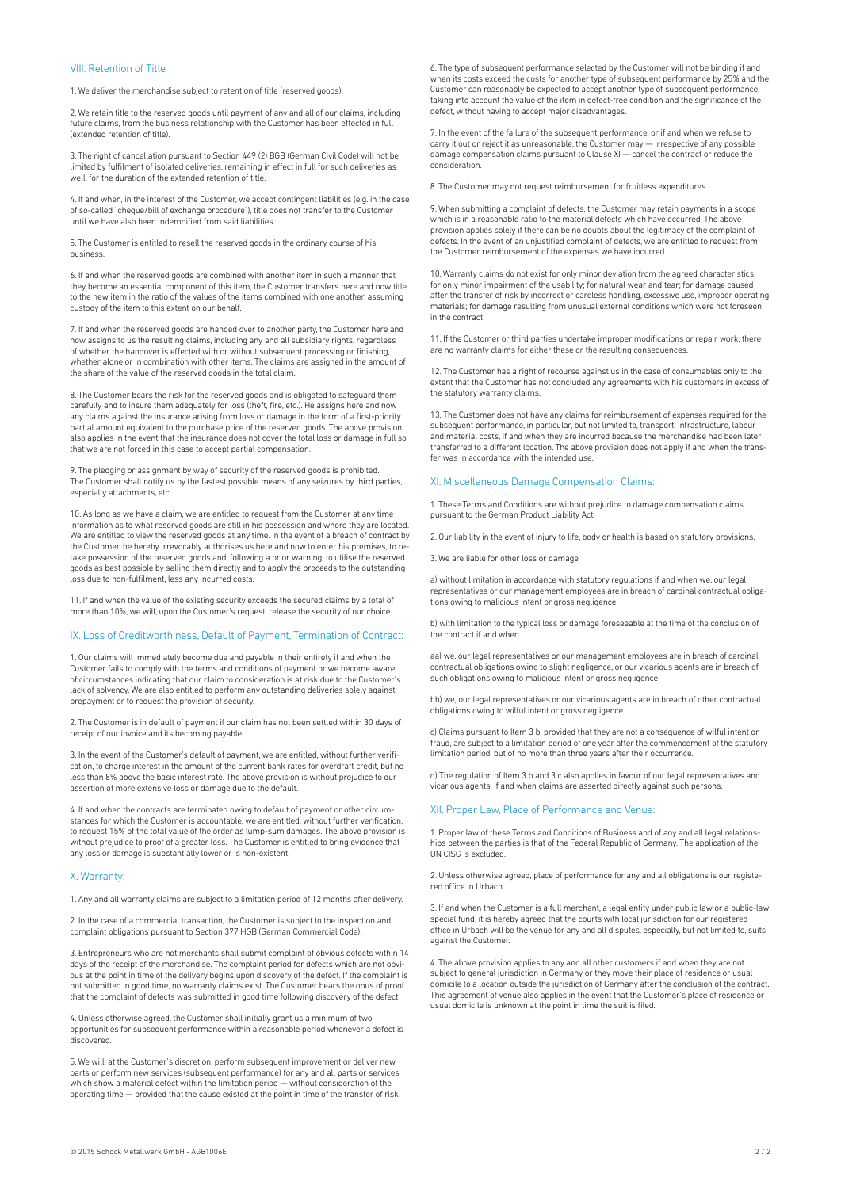## VIII. Retention of Title

1. We deliver the merchandise subject to retention of title (reserved goods).

2. We retain title to the reserved goods until payment of any and all of our claims, including future claims, from the business relationship with the Customer has been effected in full (extended retention of title).

3. The right of cancellation pursuant to Section 449 (2) BGB (German Civil Code) will not be limited by fulfilment of isolated deliveries, remaining in effect in full for such deliveries as well, for the duration of the extended retention of title.

4. If and when, in the interest of the Customer, we accept contingent liabilities (e.g. in the case of so-called "cheque/bill of exchange procedure"), title does not transfer to the Customer until we have also been indemnified from said liabilities.

5. The Customer is entitled to resell the reserved goods in the ordinary course of his business.

6. If and when the reserved goods are combined with another item in such a manner that they become an essential component of this item, the Customer transfers here and now title to the new item in the ratio of the values of the items combined with one another, assuming custody of the item to this extent on our behalf.

7. If and when the reserved goods are handed over to another party, the Customer here and now assigns to us the resulting claims, including any and all subsidiary rights, regardless of whether the handover is effected with or without subsequent processing or finishing, whether alone or in combination with other items. The claims are assigned in the amount of the share of the value of the reserved goods in the total claim.

8. The Customer bears the risk for the reserved goods and is obligated to safeguard them carefully and to insure them adequately for loss (theft, fire, etc.). He assigns here and now any claims against the insurance arising from loss or damage in the form of a first-priority partial amount equivalent to the purchase price of the reserved goods. The above provision also applies in the event that the insurance does not cover the total loss or damage in full so that we are not forced in this case to accept partial compensation.

9. The pledging or assignment by way of security of the reserved goods is prohibited. The Customer shall notify us by the fastest possible means of any seizures by third parties, especially attachments, etc.

10. As long as we have a claim, we are entitled to request from the Customer at any time information as to what reserved goods are still in his possession and where they are located. We are entitled to view the reserved goods at any time. In the event of a breach of contract by the Customer, he hereby irrevocably authorises us here and now to enter his premises, to retake possession of the reserved goods and, following a prior warning, to utilise the reserved goods as best possible by selling them directly and to apply the proceeds to the outstanding loss due to non-fulfilment, less any incurred costs.

11. If and when the value of the existing security exceeds the secured claims by a total of more than 10%, we will, upon the Customer's request, release the security of our choice.

## IX. Loss of Creditworthiness, Default of Payment, Termination of Contract:

1. Our claims will immediately become due and payable in their entirety if and when the Customer fails to comply with the terms and conditions of payment or we become aware of circumstances indicating that our claim to consideration is at risk due to the Customer's lack of solvency. We are also entitled to perform any outstanding deliveries solely against prepayment or to request the provision of security.

2. The Customer is in default of payment if our claim has not been settled within 30 days of receipt of our invoice and its becoming payable.

3. In the event of the Customer's default of payment, we are entitled, without further verification, to charge interest in the amount of the current bank rates for overdraft credit, but no less than 8% above the basic interest rate. The above provision is without prejudice to our assertion of more extensive loss or damage due to the default.

4. If and when the contracts are terminated owing to default of payment or other circumstances for which the Customer is accountable, we are entitled, without further verification, to request 15% of the total value of the order as lump-sum damages. The above provision is without prejudice to proof of a greater loss. The Customer is entitled to bring evidence that any loss or damage is substantially lower or is non-existent.

## X. Warranty:

1. Any and all warranty claims are subject to a limitation period of 12 months after delivery.

2. In the case of a commercial transaction, the Customer is subject to the inspection and complaint obligations pursuant to Section 377 HGB (German Commercial Code).

3. Entrepreneurs who are not merchants shall submit complaint of obvious defects within 14 days of the receipt of the merchandise. The complaint period for defects which are not obvious at the point in time of the delivery begins upon discovery of the defect. If the complaint is not submitted in good time, no warranty claims exist. The Customer bears the onus of proof that the complaint of defects was submitted in good time following discovery of the defect.

4. Unless otherwise agreed, the Customer shall initially grant us a minimum of two opportunities for subsequent performance within a reasonable period whenever a defect is discovered.

5. We will, at the Customer's discretion, perform subsequent improvement or deliver new parts or perform new services (subsequent performance) for any and all parts or services which show a material defect within the limitation period — without consideration of the operating time — provided that the cause existed at the point in time of the transfer of risk.

6. The type of subsequent performance selected by the Customer will not be binding if and when its costs exceed the costs for another type of subsequent performance by 25% and the Customer can reasonably be expected to accept another type of subsequent performance, taking into account the value of the item in defect-free condition and the significance of the defect, without having to accept major disadvantages.

7. In the event of the failure of the subsequent performance, or if and when we refuse to carry it out or reject it as unreasonable, the Customer may — irrespective of any possible damage compensation claims pursuant to Clause XI — cancel the contract or reduce the consideration.

8. The Customer may not request reimbursement for fruitless expenditures.

9. When submitting a complaint of defects, the Customer may retain payments in a scope which is in a reasonable ratio to the material defects which have occurred. The above provision applies solely if there can be no doubts about the legitimacy of the complaint of defects. In the event of an unjustified complaint of defects, we are entitled to request from the Customer reimbursement of the expenses we have incurred.

10. Warranty claims do not exist for only minor deviation from the agreed characteristics; for only minor impairment of the usability; for natural wear and tear; for damage caused after the transfer of risk by incorrect or careless handling, excessive use, improper operating materials; for damage resulting from unusual external conditions which were not foreseen in the contract.

11. If the Customer or third parties undertake improper modifications or repair work, there are no warranty claims for either these or the resulting consequences.

12. The Customer has a right of recourse against us in the case of consumables only to the extent that the Customer has not concluded any agreements with his customers in excess of the statutory warranty claims.

13. The Customer does not have any claims for reimbursement of expenses required for the subsequent performance, in particular, but not limited to, transport, infrastructure, labour and material costs, if and when they are incurred because the merchandise had been later transferred to a different location. The above provision does not apply if and when the transfer was in accordance with the intended use.

## XI. Miscellaneous Damage Compensation Claims:

1. These Terms and Conditions are without prejudice to damage compensation claims pursuant to the German Product Liability Act.

2. Our liability in the event of injury to life, body or health is based on statutory provisions.

3. We are liable for other loss or damage

a) without limitation in accordance with statutory regulations if and when we, our legal representatives or our management employees are in breach of cardinal contractual obligations owing to malicious intent or gross negligence;

b) with limitation to the typical loss or damage foreseeable at the time of the conclusion of the contract if and when

aa) we, our legal representatives or our management employees are in breach of cardinal contractual obligations owing to slight negligence, or our vicarious agents are in breach of such obligations owing to malicious intent or gross negligence;

bb) we, our legal representatives or our vicarious agents are in breach of other contractual obligations owing to wilful intent or gross negligence.

c) Claims pursuant to Item 3 b, provided that they are not a consequence of wilful intent or fraud, are subject to a limitation period of one year after the commencement of the statutory limitation period, but of no more than three years after their occurrence.

d) The regulation of Item 3 b and 3 c also applies in favour of our legal representatives and vicarious agents, if and when claims are asserted directly against such persons.

## XII. Proper Law, Place of Performance and Venue:

1. Proper law of these Terms and Conditions of Business and of any and all legal relationships between the parties is that of the Federal Republic of Germany. The application of the UN CISG is excluded.

2. Unless otherwise agreed, place of performance for any and all obligations is our registered office in Urbach.

3. If and when the Customer is a full merchant, a legal entity under public law or a public-law special fund, it is hereby agreed that the courts with local jurisdiction for our registered office in Urbach will be the venue for any and all disputes, especially, but not limited to, suits against the Customer.

4. The above provision applies to any and all other customers if and when they are not subject to general jurisdiction in Germany or they move their place of residence or usual domicile to a location outside the jurisdiction of Germany after the conclusion of the contract. This agreement of venue also applies in the event that the Customer's place of residence or usual domicile is unknown at the point in time the suit is filed.

© 2015 Schock Metallwerk GmbH - AGB1006E